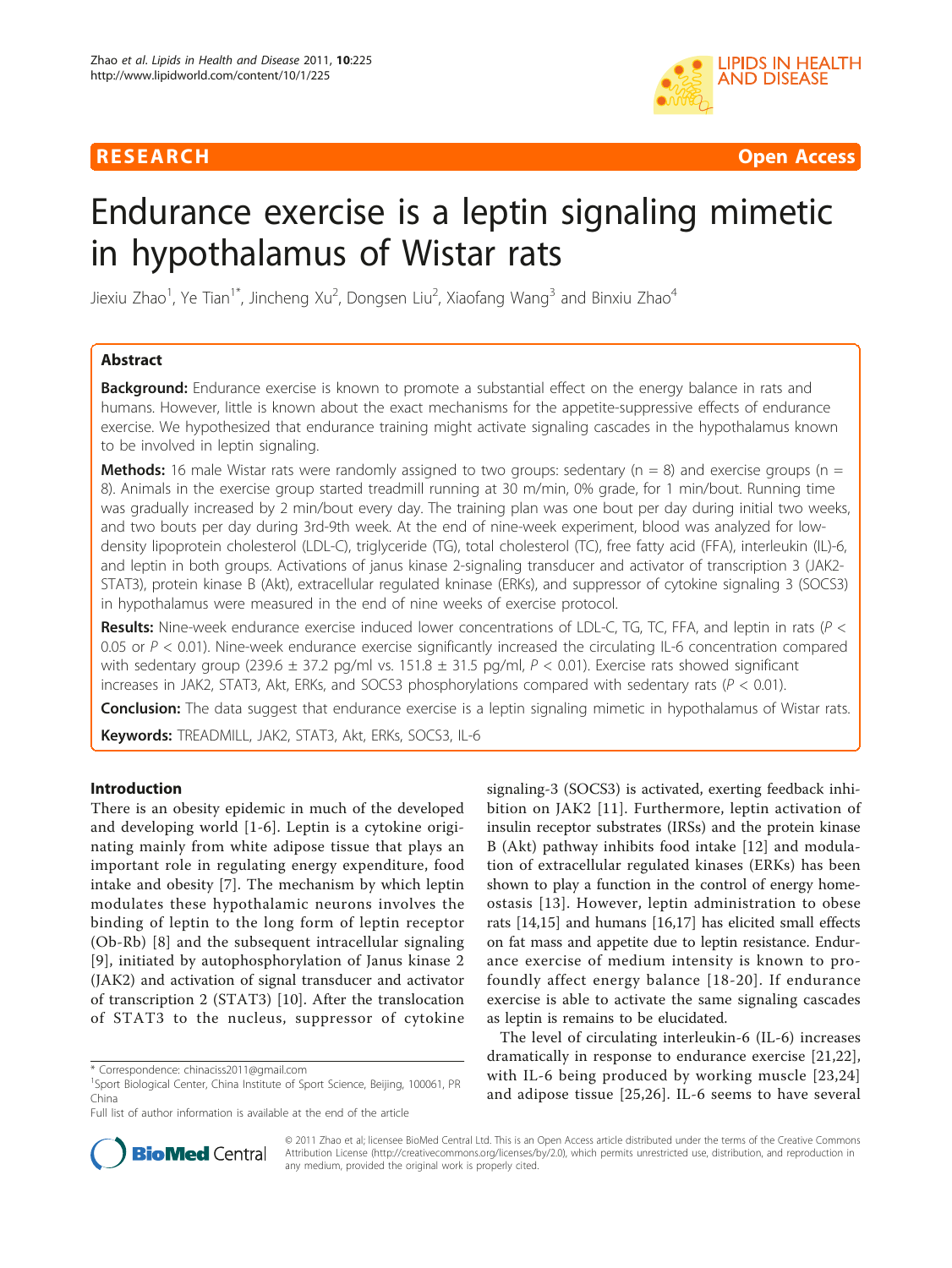**RESEARCH** **Open Access**

# Endurance exercise is a leptin signaling mimetic in hypothalamus of Wistar rats

Jiexiu Zhao[1], Ye Tian[1*], Jincheng Xu[2], Dongsen Liu[2], Xiaofang Wang[3] and Binxiu Zhao[4]

## Abstract

**Background:** Endurance exercise is known to promote a substantial effect on the energy balance in rats and humans. However, little is known about the exact mechanisms for the appetite-suppressive effects of endurance exercise. We hypothesized that endurance training might activate signaling cascades in the hypothalamus known to be involved in leptin signaling.

**Methods:** 16 male Wistar rats were randomly assigned to two groups: sedentary (n = 8) and exercise groups (n = 8). Animals in the exercise group started treadmill running at 30 m/min, 0% grade, for 1 min/bout. Running time was gradually increased by 2 min/bout every day. The training plan was one bout per day during initial two weeks, and two bouts per day during 3rd-9th week. At the end of nine-week experiment, blood was analyzed for low-density lipoprotein cholesterol (LDL-C), triglyceride (TG), total cholesterol (TC), free fatty acid (FFA), interleukin (IL)-6, and leptin in both groups. Activations of janus kinase 2-signaling transducer and activator of transcription 3 (JAK2-STAT3), protein kinase B (Akt), extracellular regulated kninase (ERKs), and suppressor of cytokine signaling 3 (SOCS3) in hypothalamus were measured in the end of nine weeks of exercise protocol.

**Results:** Nine-week endurance exercise induced lower concentrations of LDL-C, TG, TC, FFA, and leptin in rats ($P < 0.05$ or $P < 0.01$). Nine-week endurance exercise significantly increased the circulating IL-6 concentration compared with sedentary group (239.6 ± 37.2 pg/ml vs. 151.8 ± 31.5 pg/ml, $P < 0.01$). Exercise rats showed significant increases in JAK2, STAT3, Akt, ERKs, and SOCS3 phosphorylations compared with sedentary rats ($P < 0.01$).

**Conclusion:** The data suggest that endurance exercise is a leptin signaling mimetic in hypothalamus of Wistar rats.

**Keywords:** TREADMILL, JAK2, STAT3, Akt, ERKs, SOCS3, IL-6

## Introduction

There is an obesity epidemic in much of the developed and developing world [1-6]. Leptin is a cytokine originating mainly from white adipose tissue that plays an important role in regulating energy expenditure, food intake and obesity [7]. The mechanism by which leptin modulates these hypothalamic neurons involves the binding of leptin to the long form of leptin receptor (Ob-Rb) [8] and the subsequent intracellular signaling [9], initiated by autophosphorylation of Janus kinase 2 (JAK2) and activation of signal transducer and activator of transcription 2 (STAT3) [10]. After the translocation of STAT3 to the nucleus, suppressor of cytokine signaling-3 (SOCS3) is activated, exerting feedback inhibition on JAK2 [11]. Furthermore, leptin activation of insulin receptor substrates (IRSs) and the protein kinase B (Akt) pathway inhibits food intake [12] and modulation of extracellular regulated kinases (ERKs) has been shown to play a function in the control of energy homeostasis [13]. However, leptin administration to obese rats [14,15] and humans [16,17] has elicited small effects on fat mass and appetite due to leptin resistance. Endurance exercise of medium intensity is known to profoundly affect energy balance [18-20]. If endurance exercise is able to activate the same signaling cascades as leptin is remains to be elucidated.

The level of circulating interleukin-6 (IL-6) increases dramatically in response to endurance exercise [21,22], with IL-6 being produced by working muscle [23,24] and adipose tissue [25,26]. IL-6 seems to have several

\* Correspondence: chinaciss2011@gmail.com
[1]Sport Biological Center, China Institute of Sport Science, Beijing, 100061, PR China
Full list of author information is available at the end of the article

© 2011 Zhao et al; licensee BioMed Central Ltd. This is an Open Access article distributed under the terms of the Creative Commons Attribution License (http://creativecommons.org/licenses/by/2.0), which permits unrestricted use, distribution, and reproduction in any medium, provided the original work is properly cited.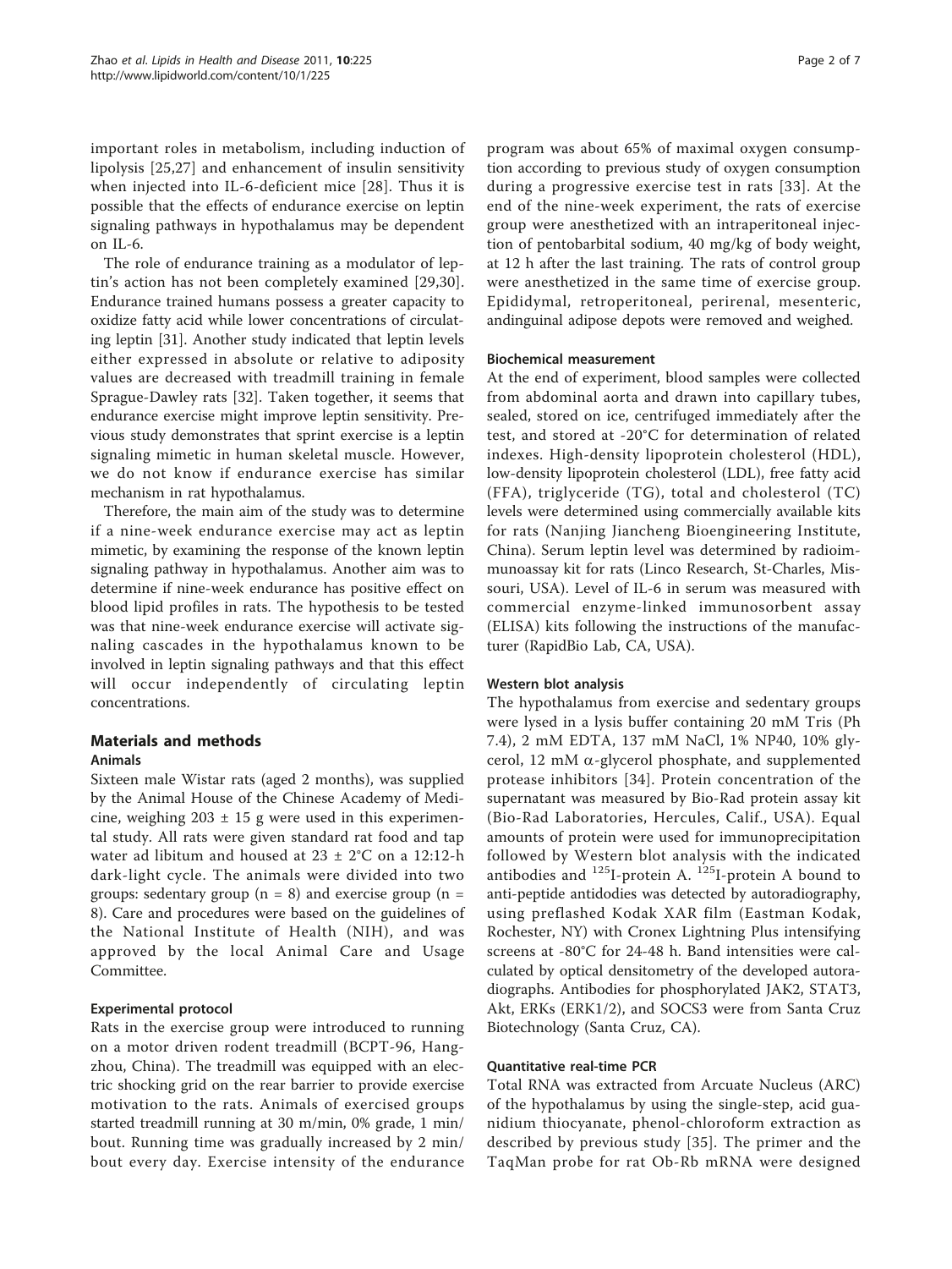important roles in metabolism, including induction of lipolysis [25,27] and enhancement of insulin sensitivity when injected into IL-6-deficient mice [28]. Thus it is possible that the effects of endurance exercise on leptin signaling pathways in hypothalamus may be dependent on IL-6.

The role of endurance training as a modulator of leptin's action has not been completely examined [29,30]. Endurance trained humans possess a greater capacity to oxidize fatty acid while lower concentrations of circulating leptin [31]. Another study indicated that leptin levels either expressed in absolute or relative to adiposity values are decreased with treadmill training in female Sprague-Dawley rats [32]. Taken together, it seems that endurance exercise might improve leptin sensitivity. Previous study demonstrates that sprint exercise is a leptin signaling mimetic in human skeletal muscle. However, we do not know if endurance exercise has similar mechanism in rat hypothalamus.

Therefore, the main aim of the study was to determine if a nine-week endurance exercise may act as leptin mimetic, by examining the response of the known leptin signaling pathway in hypothalamus. Another aim was to determine if nine-week endurance has positive effect on blood lipid profiles in rats. The hypothesis to be tested was that nine-week endurance exercise will activate signaling cascades in the hypothalamus known to be involved in leptin signaling pathways and that this effect will occur independently of circulating leptin concentrations.

## Materials and methods

### Animals

Sixteen male Wistar rats (aged 2 months), was supplied by the Animal House of the Chinese Academy of Medicine, weighing 203 ± 15 g were used in this experimental study. All rats were given standard rat food and tap water ad libitum and housed at 23 ± 2°C on a 12:12-h dark-light cycle. The animals were divided into two groups: sedentary group (n = 8) and exercise group (n = 8). Care and procedures were based on the guidelines of the National Institute of Health (NIH), and was approved by the local Animal Care and Usage Committee.

### Experimental protocol

Rats in the exercise group were introduced to running on a motor driven rodent treadmill (BCPT-96, Hangzhou, China). The treadmill was equipped with an electric shocking grid on the rear barrier to provide exercise motivation to the rats. Animals of exercised groups started treadmill running at 30 m/min, 0% grade, 1 min/bout. Running time was gradually increased by 2 min/bout every day. Exercise intensity of the endurance program was about 65% of maximal oxygen consumption according to previous study of oxygen consumption during a progressive exercise test in rats [33]. At the end of the nine-week experiment, the rats of exercise group were anesthetized with an intraperitoneal injection of pentobarbital sodium, 40 mg/kg of body weight, at 12 h after the last training. The rats of control group were anesthetized in the same time of exercise group. Epididymal, retroperitoneal, perirenal, mesenteric, andinguinal adipose depots were removed and weighed.

### Biochemical measurement

At the end of experiment, blood samples were collected from abdominal aorta and drawn into capillary tubes, sealed, stored on ice, centrifuged immediately after the test, and stored at -20°C for determination of related indexes. High-density lipoprotein cholesterol (HDL), low-density lipoprotein cholesterol (LDL), free fatty acid (FFA), triglyceride (TG), total and cholesterol (TC) levels were determined using commercially available kits for rats (Nanjing Jiancheng Bioengineering Institute, China). Serum leptin level was determined by radioimmunoassay kit for rats (Linco Research, St-Charles, Missouri, USA). Level of IL-6 in serum was measured with commercial enzyme-linked immunosorbent assay (ELISA) kits following the instructions of the manufacturer (RapidBio Lab, CA, USA).

### Western blot analysis

The hypothalamus from exercise and sedentary groups were lysed in a lysis buffer containing 20 mM Tris (Ph 7.4), 2 mM EDTA, 137 mM NaCl, 1% NP40, 10% glycerol, 12 mM α-glycerol phosphate, and supplemented protease inhibitors [34]. Protein concentration of the supernatant was measured by Bio-Rad protein assay kit (Bio-Rad Laboratories, Hercules, Calif., USA). Equal amounts of protein were used for immunoprecipitation followed by Western blot analysis with the indicated antibodies and $^{125}$I-protein A. $^{125}$I-protein A bound to anti-peptide antidodies was detected by autoradiography, using preflashed Kodak XAR film (Eastman Kodak, Rochester, NY) with Cronex Lightning Plus intensifying screens at -80°C for 24-48 h. Band intensities were calculated by optical densitometry of the developed autoradiographs. Antibodies for phosphorylated JAK2, STAT3, Akt, ERKs (ERK1/2), and SOCS3 were from Santa Cruz Biotechnology (Santa Cruz, CA).

### Quantitative real-time PCR

Total RNA was extracted from Arcuate Nucleus (ARC) of the hypothalamus by using the single-step, acid guanidium thiocyanate, phenol-chloroform extraction as described by previous study [35]. The primer and the TaqMan probe for rat Ob-Rb mRNA were designed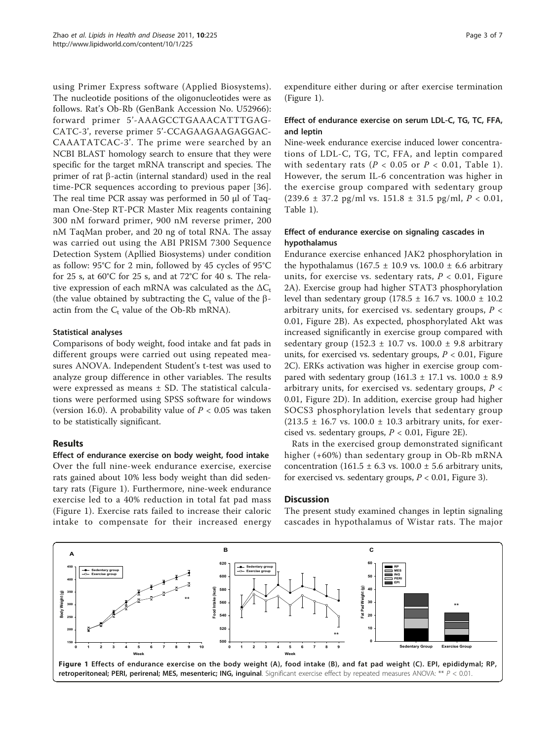using Primer Express software (Applied Biosystems). The nucleotide positions of the oligonucleotides were as follows. Rat's Ob-Rb (GenBank Accession No. U52966): forward primer 5'-AAAGCCTGAAACATTTGAGCATC-3', reverse primer 5'-CCAGAAGAAGAGGACCAAATATCAC-3'. The prime were searched by an NCBI BLAST homology search to ensure that they were specific for the target mRNA transcript and species. The primer of rat β-actin (internal standard) used in the real time-PCR sequences according to previous paper [36]. The real time PCR assay was performed in 50 μl of Taqman One-Step RT-PCR Master Mix reagents containing 300 nM forward primer, 900 nM reverse primer, 200 nM TaqMan prober, and 20 ng of total RNA. The assay was carried out using the ABI PRISM 7300 Sequence Detection System (Apllied Biosystems) under condition as follow: 95°C for 2 min, followed by 45 cycles of 95°C for 25 s, at 60°C for 25 s, and at 72°C for 40 s. The relative expression of each mRNA was calculated as the $\Delta C_t$ (the value obtained by subtracting the $C_t$ value of the β-actin from the $C_t$ value of the Ob-Rb mRNA).

### Statistical analyses

Comparisons of body weight, food intake and fat pads in different groups were carried out using repeated measures ANOVA. Independent Student's t-test was used to analyze group difference in other variables. The results were expressed as means ± SD. The statistical calculations were performed using SPSS software for windows (version 16.0). A probability value of $P < 0.05$ was taken to be statistically significant.

## Results

### Effect of endurance exercise on body weight, food intake

Over the full nine-week endurance exercise, exercise rats gained about 10% less body weight than did sedentary rats (Figure 1). Furthermore, nine-week endurance exercise led to a 40% reduction in total fat pad mass (Figure 1). Exercise rats failed to increase their caloric intake to compensate for their increased energy expenditure either during or after exercise termination (Figure 1).

### Effect of endurance exercise on serum LDL-C, TG, TC, FFA, and leptin

Nine-week endurance exercise induced lower concentrations of LDL-C, TG, TC, FFA, and leptin compared with sedentary rats ($P < 0.05$ or $P < 0.01$, Table 1). However, the serum IL-6 concentration was higher in the exercise group compared with sedentary group (239.6 ± 37.2 pg/ml vs. 151.8 ± 31.5 pg/ml, $P < 0.01$, Table 1).

### Effect of endurance exercise on signaling cascades in hypothalamus

Endurance exercise enhanced JAK2 phosphorylation in the hypothalamus (167.5 ± 10.9 vs. 100.0 ± 6.6 arbitrary units, for exercise vs. sedentary rats, $P < 0.01$, Figure 2A). Exercise group had higher STAT3 phosphorylation level than sedentary group (178.5 ± 16.7 vs. 100.0 ± 10.2 arbitrary units, for exercised vs. sedentary groups, $P < 0.01$, Figure 2B). As expected, phosphorylated Akt was increased significantly in exercise group compared with sedentary group (152.3 ± 10.7 vs. 100.0 ± 9.8 arbitrary units, for exercised vs. sedentary groups, $P < 0.01$, Figure 2C). ERKs activation was higher in exercise group compared with sedentary group (161.3 ± 17.1 vs. 100.0 ± 8.9 arbitrary units, for exercised vs. sedentary groups, $P < 0.01$, Figure 2D). In addition, exercise group had higher SOCS3 phosphorylation levels that sedentary group (213.5 ± 16.7 vs. 100.0 ± 10.3 arbitrary units, for exercised vs. sedentary groups, $P < 0.01$, Figure 2E).

Rats in the exercised group demonstrated significant higher (+60%) than sedentary group in Ob-Rb mRNA concentration (161.5 ± 6.3 vs. 100.0 ± 5.6 arbitrary units, for exercised vs. sedentary groups, $P < 0.01$, Figure 3).

## Discussion

The present study examined changes in leptin signaling cascades in hypothalamus of Wistar rats. The major

**Figure 1 Effects of endurance exercise on the body weight (A), food intake (B), and fat pad weight (C). EPI, epididymal; RP, retroperitoneal; PERI, perirenal; MES, mesenteric; ING, inguinal**. Significant exercise effect by repeated measures ANOVA: ** $P < 0.01$.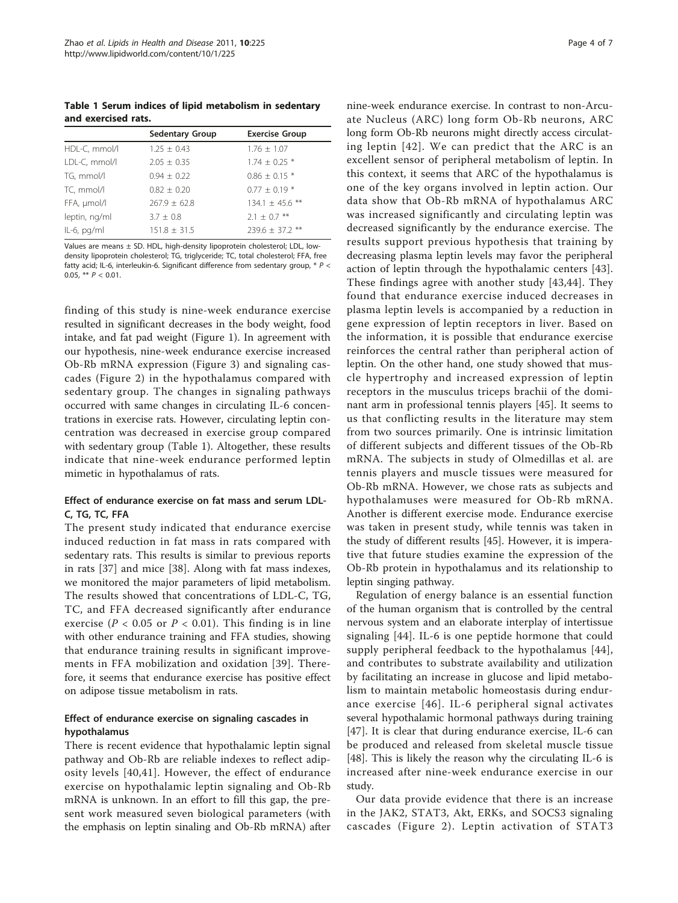**Table 1 Serum indices of lipid metabolism in sedentary and exercised rats.**

| | Sedentary Group | Exercise Group |
|---|---|---|
| HDL-C, mmol/l | 1.25 ± 0.43 | 1.76 ± 1.07 |
| LDL-C, mmol/l | 2.05 ± 0.35 | 1.74 ± 0.25 * |
| TG, mmol/l | 0.94 ± 0.22 | 0.86 ± 0.15 * |
| TC, mmol/l | 0.82 ± 0.20 | 0.77 ± 0.19 * |
| FFA, μmol/l | 267.9 ± 62.8 | 134.1 ± 45.6 ** |
| leptin, ng/ml | 3.7 ± 0.8 | 2.1 ± 0.7 ** |
| IL-6, pg/ml | 151.8 ± 31.5 | 239.6 ± 37.2 ** |

Values are means ± SD. HDL, high-density lipoprotein cholesterol; LDL, low-density lipoprotein cholesterol; TG, triglyceride; TC, total cholesterol; FFA, free fatty acid; IL-6, interleukin-6. Significant difference from sedentary group, * $P < 0.05$, ** $P < 0.01$.

finding of this study is nine-week endurance exercise resulted in significant decreases in the body weight, food intake, and fat pad weight (Figure 1). In agreement with our hypothesis, nine-week endurance exercise increased Ob-Rb mRNA expression (Figure 3) and signaling cascades (Figure 2) in the hypothalamus compared with sedentary group. The changes in signaling pathways occurred with same changes in circulating IL-6 concentrations in exercise rats. However, circulating leptin concentration was decreased in exercise group compared with sedentary group (Table 1). Altogether, these results indicate that nine-week endurance performed leptin mimetic in hypothalamus of rats.

### Effect of endurance exercise on fat mass and serum LDL-C, TG, TC, FFA

The present study indicated that endurance exercise induced reduction in fat mass in rats compared with sedentary rats. This results is similar to previous reports in rats [37] and mice [38]. Along with fat mass indexes, we monitored the major parameters of lipid metabolism. The results showed that concentrations of LDL-C, TG, TC, and FFA decreased significantly after endurance exercise ($P < 0.05$ or $P < 0.01$). This finding is in line with other endurance training and FFA studies, showing that endurance training results in significant improvements in FFA mobilization and oxidation [39]. Therefore, it seems that endurance exercise has positive effect on adipose tissue metabolism in rats.

### Effect of endurance exercise on signaling cascades in hypothalamus

There is recent evidence that hypothalamic leptin signal pathway and Ob-Rb are reliable indexes to reflect adiposity levels [40,41]. However, the effect of endurance exercise on hypothalamic leptin signaling and Ob-Rb mRNA is unknown. In an effort to fill this gap, the present work measured seven biological parameters (with the emphasis on leptin sinaling and Ob-Rb mRNA) after nine-week endurance exercise. In contrast to non-Arcuate Nucleus (ARC) long form Ob-Rb neurons, ARC long form Ob-Rb neurons might directly access circulating leptin [42]. We can predict that the ARC is an excellent sensor of peripheral metabolism of leptin. In this context, it seems that ARC of the hypothalamus is one of the key organs involved in leptin action. Our data show that Ob-Rb mRNA of hypothalamus ARC was increased significantly and circulating leptin was decreased significantly by the endurance exercise. The results support previous hypothesis that training by decreasing plasma leptin levels may favor the peripheral action of leptin through the hypothalamic centers [43]. These findings agree with another study [43,44]. They found that endurance exercise induced decreases in plasma leptin levels is accompanied by a reduction in gene expression of leptin receptors in liver. Based on the information, it is possible that endurance exercise reinforces the central rather than peripheral action of leptin. On the other hand, one study showed that muscle hypertrophy and increased expression of leptin receptors in the musculus triceps brachii of the dominant arm in professional tennis players [45]. It seems to us that conflicting results in the literature may stem from two sources primarily. One is intrinsic limitation of different subjects and different tissues of the Ob-Rb mRNA. The subjects in study of Olmedillas et al. are tennis players and muscle tissues were measured for Ob-Rb mRNA. However, we chose rats as subjects and hypothalamuses were measured for Ob-Rb mRNA. Another is different exercise mode. Endurance exercise was taken in present study, while tennis was taken in the study of different results [45]. However, it is imperative that future studies examine the expression of the Ob-Rb protein in hypothalamus and its relationship to leptin singing pathway.

Regulation of energy balance is an essential function of the human organism that is controlled by the central nervous system and an elaborate interplay of intertissue signaling [44]. IL-6 is one peptide hormone that could supply peripheral feedback to the hypothalamus [44], and contributes to substrate availability and utilization by facilitating an increase in glucose and lipid metabolism to maintain metabolic homeostasis during endurance exercise [46]. IL-6 peripheral signal activates several hypothalamic hormonal pathways during training [47]. It is clear that during endurance exercise, IL-6 can be produced and released from skeletal muscle tissue [48]. This is likely the reason why the circulating IL-6 is increased after nine-week endurance exercise in our study.

Our data provide evidence that there is an increase in the JAK2, STAT3, Akt, ERKs, and SOCS3 signaling cascades (Figure 2). Leptin activation of STAT3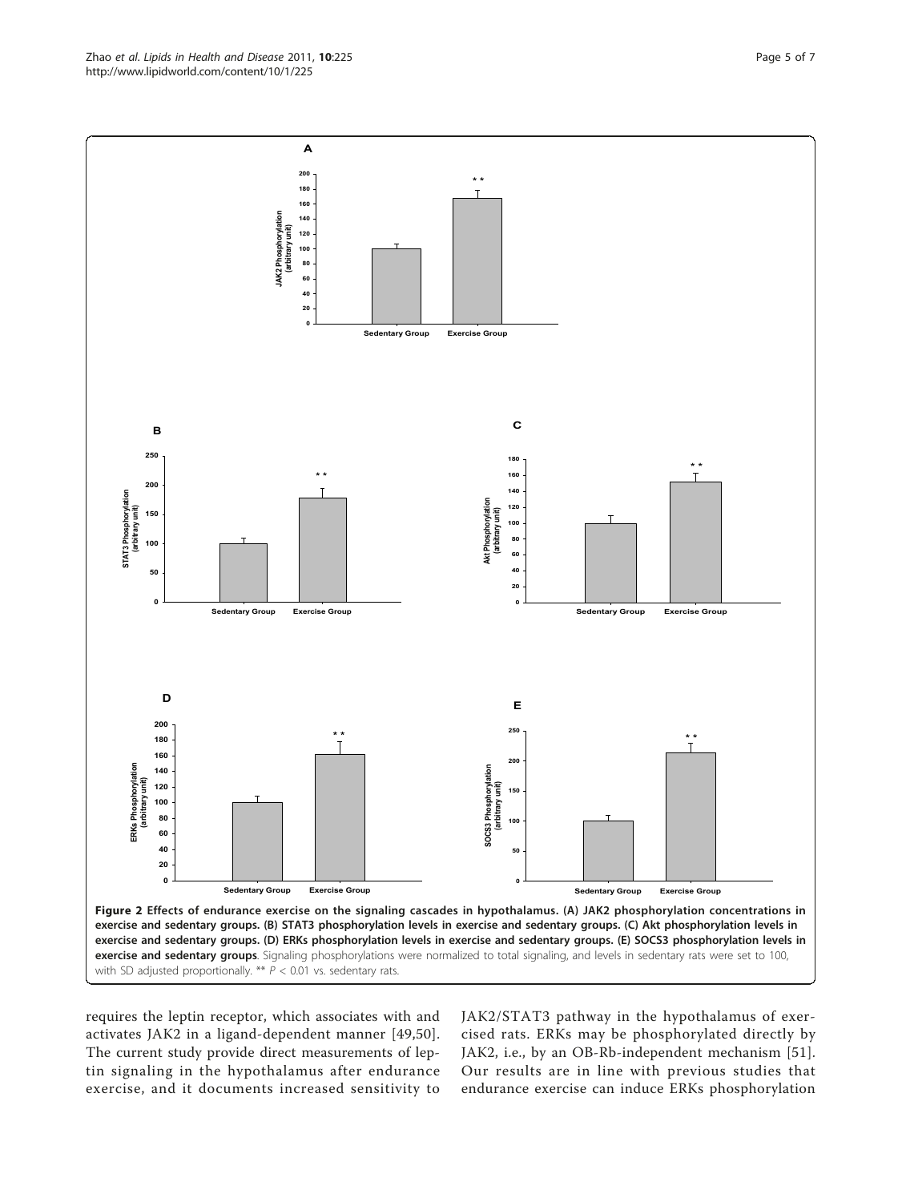**Figure 2 Effects of endurance exercise on the signaling cascades in hypothalamus. (A) JAK2 phosphorylation concentrations in exercise and sedentary groups. (B) STAT3 phosphorylation levels in exercise and sedentary groups. (C) Akt phosphorylation levels in exercise and sedentary groups. (D) ERKs phosphorylation levels in exercise and sedentary groups. (E) SOCS3 phosphorylation levels in exercise and sedentary groups**. Signaling phosphorylations were normalized to total signaling, and levels in sedentary rats were set to 100, with SD adjusted proportionally. ** $P < 0.01$ vs. sedentary rats.

requires the leptin receptor, which associates with and activates JAK2 in a ligand-dependent manner [49,50]. The current study provide direct measurements of leptin signaling in the hypothalamus after endurance exercise, and it documents increased sensitivity to JAK2/STAT3 pathway in the hypothalamus of exercised rats. ERKs may be phosphorylated directly by JAK2, i.e., by an OB-Rb-independent mechanism [51]. Our results are in line with previous studies that endurance exercise can induce ERKs phosphorylation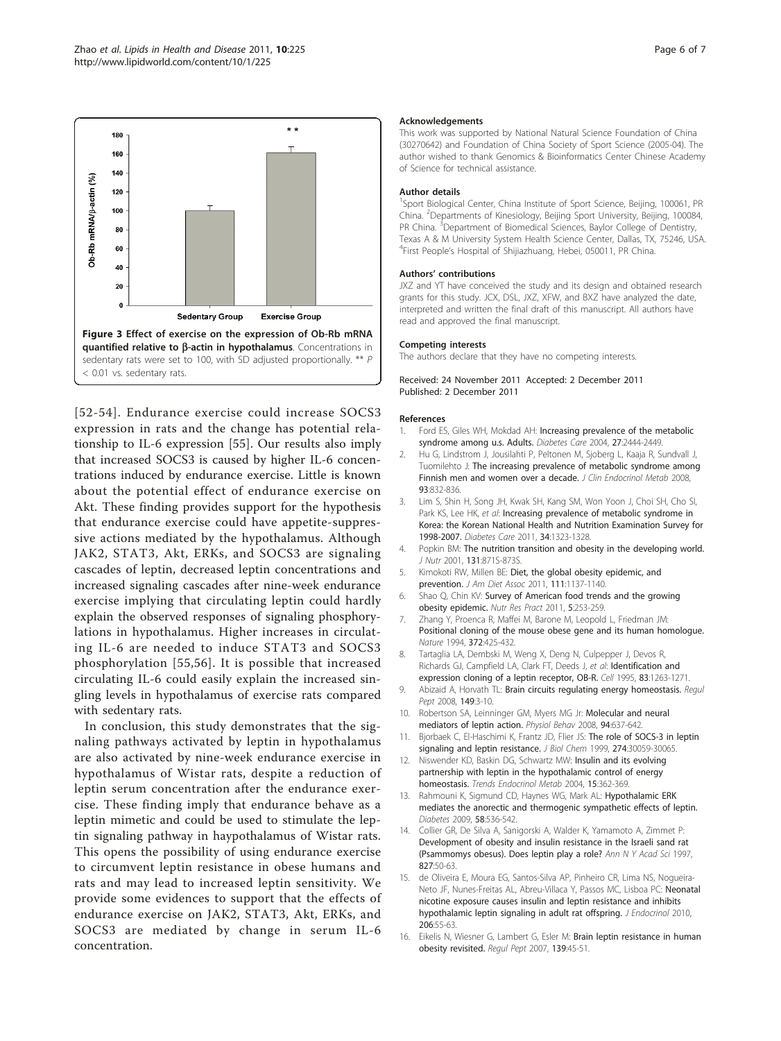Figure 3 **Effect of exercise on the expression of Ob-Rb mRNA quantified relative to β-actin in hypothalamus**. Concentrations in sedentary rats were set to 100, with SD adjusted proportionally. ** $P < 0.01$ vs. sedentary rats.

[52-54]. Endurance exercise could increase SOCS3 expression in rats and the change has potential relationship to IL-6 expression [55]. Our results also imply that increased SOCS3 is caused by higher IL-6 concentrations induced by endurance exercise. Little is known about the potential effect of endurance exercise on Akt. These finding provides support for the hypothesis that endurance exercise could have appetite-suppressive actions mediated by the hypothalamus. Although JAK2, STAT3, Akt, ERKs, and SOCS3 are signaling cascades of leptin, decreased leptin concentrations and increased signaling cascades after nine-week endurance exercise implying that circulating leptin could hardly explain the observed responses of signaling phosphorylations in hypothalamus. Higher increases in circulating IL-6 are needed to induce STAT3 and SOCS3 phosphorylation [55,56]. It is possible that increased circulating IL-6 could easily explain the increased singling levels in hypothalamus of exercise rats compared with sedentary rats.

In conclusion, this study demonstrates that the signaling pathways activated by leptin in hypothalamus are also activated by nine-week endurance exercise in hypothalamus of Wistar rats, despite a reduction of leptin serum concentration after the endurance exercise. These finding imply that endurance behave as a leptin mimetic and could be used to stimulate the leptin signaling pathway in haypothalamus of Wistar rats. This opens the possibility of using endurance exercise to circumvent leptin resistance in obese humans and rats and may lead to increased leptin sensitivity. We provide some evidences to support that the effects of endurance exercise on JAK2, STAT3, Akt, ERKs, and SOCS3 are mediated by change in serum IL-6 concentration.

#### Acknowledgements

This work was supported by National Natural Science Foundation of China (30270642) and Foundation of China Society of Sport Science (2005-04). The author wished to thank Genomics & Bioinformatics Center Chinese Academy of Science for technical assistance.

#### Author details

[1]Sport Biological Center, China Institute of Sport Science, Beijing, 100061, PR China. [2]Departments of Kinesiology, Beijing Sport University, Beijing, 100084, PR China. [3]Department of Biomedical Sciences, Baylor College of Dentistry, Texas A & M University System Health Science Center, Dallas, TX, 75246, USA. [4]First People's Hospital of Shijiazhuang, Hebei, 050011, PR China.

#### Authors' contributions

JXZ and YT have conceived the study and its design and obtained research grants for this study. JCX, DSL, JXZ, XFW, and BXZ have analyzed the date, interpreted and written the final draft of this manuscript. All authors have read and approved the final manuscript.

#### Competing interests

The authors declare that they have no competing interests.

Received: 24 November 2011 Accepted: 2 December 2011
Published: 2 December 2011

#### References

1. Ford ES, Giles WH, Mokdad AH: **Increasing prevalence of the metabolic syndrome among u.s. Adults.** *Diabetes Care* 2004, **27**:2444-2449.
2. Hu G, Lindstrom J, Jousilahti P, Peltonen M, Sjoberg L, Kaaja R, Sundvall J, Tuomilehto J: **The increasing prevalence of metabolic syndrome among Finnish men and women over a decade.** *J Clin Endocrinol Metab* 2008, **93**:832-836.
3. Lim S, Shin H, Song JH, Kwak SH, Kang SM, Won Yoon J, Choi SH, Cho SI, Park KS, Lee HK, *et al*: **Increasing prevalence of metabolic syndrome in Korea: the Korean National Health and Nutrition Examination Survey for 1998-2007.** *Diabetes Care* 2011, **34**:1323-1328.
4. Popkin BM: **The nutrition transition and obesity in the developing world.** *J Nutr* 2001, **131**:871S-873S.
5. Kimokoti RW, Millen BE: **Diet, the global obesity epidemic, and prevention.** *J Am Diet Assoc* 2011, **111**:1137-1140.
6. Shao Q, Chin KV: **Survey of American food trends and the growing obesity epidemic.** *Nutr Res Pract* 2011, **5**:253-259.
7. Zhang Y, Proenca R, Maffei M, Barone M, Leopold L, Friedman JM: **Positional cloning of the mouse obese gene and its human homologue.** *Nature* 1994, **372**:425-432.
8. Tartaglia LA, Dembski M, Weng X, Deng N, Culpepper J, Devos R, Richards GJ, Campfield LA, Clark FT, Deeds J, *et al*: **Identification and expression cloning of a leptin receptor, OB-R.** *Cell* 1995, **83**:1263-1271.
9. Abizaid A, Horvath TL: **Brain circuits regulating energy homeostasis.** *Regul Pept* 2008, **149**:3-10.
10. Robertson SA, Leinninger GM, Myers MG Jr: **Molecular and neural mediators of leptin action.** *Physiol Behav* 2008, **94**:637-642.
11. Bjorbaek C, El-Haschimi K, Frantz JD, Flier JS: **The role of SOCS-3 in leptin signaling and leptin resistance.** *J Biol Chem* 1999, **274**:30059-30065.
12. Niswender KD, Baskin DG, Schwartz MW: **Insulin and its evolving partnership with leptin in the hypothalamic control of energy homeostasis.** *Trends Endocrinol Metab* 2004, **15**:362-369.
13. Rahmouni K, Sigmund CD, Haynes WG, Mark AL: **Hypothalamic ERK mediates the anorectic and thermogenic sympathetic effects of leptin.** *Diabetes* 2009, **58**:536-542.
14. Collier GR, De Silva A, Sanigorski A, Walder K, Yamamoto A, Zimmet P: **Development of obesity and insulin resistance in the Israeli sand rat (Psammomys obesus). Does leptin play a role?** *Ann N Y Acad Sci* 1997, **827**:50-63.
15. de Oliveira E, Moura EG, Santos-Silva AP, Pinheiro CR, Lima NS, Nogueira-Neto JF, Nunes-Freitas AL, Abreu-Villaca Y, Passos MC, Lisboa PC: **Neonatal nicotine exposure causes insulin and leptin resistance and inhibits hypothalamic leptin signaling in adult rat offspring.** *J Endocrinol* 2010, **206**:55-63.
16. Eikelis N, Wiesner G, Lambert G, Esler M: **Brain leptin resistance in human obesity revisited.** *Regul Pept* 2007, **139**:45-51.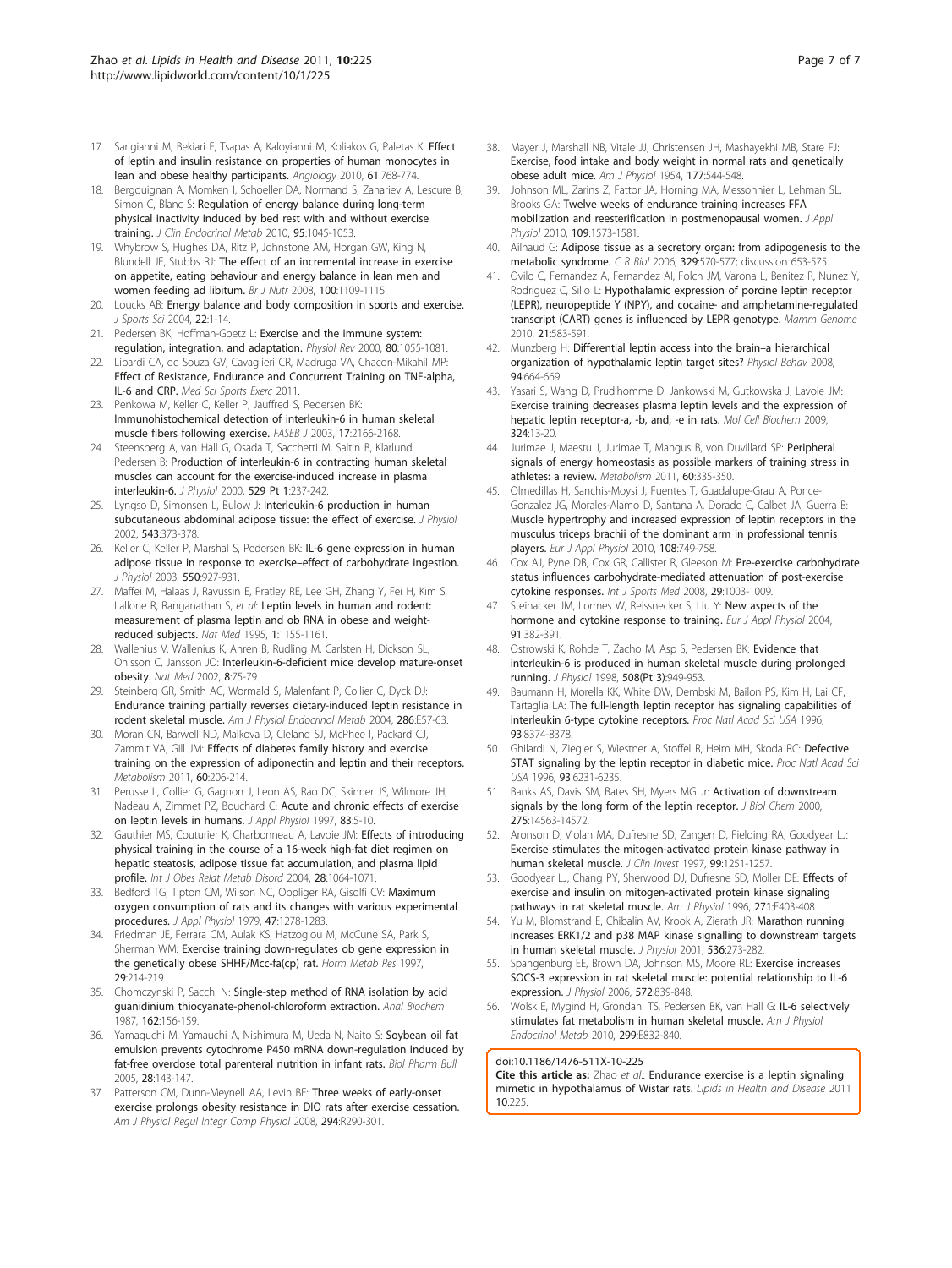17. Sarigianni M, Bekiari E, Tsapas A, Kaloyianni M, Koliakos G, Paletas K: Effect of leptin and insulin resistance on properties of human monocytes in lean and obese healthy participants. *Angiology* 2010, **61**:768-774.
18. Bergouignan A, Momken I, Schoeller DA, Normand S, Zahariev A, Lescure B, Simon C, Blanc S: Regulation of energy balance during long-term physical inactivity induced by bed rest with and without exercise training. *J Clin Endocrinol Metab* 2010, **95**:1045-1053.
19. Whybrow S, Hughes DA, Ritz P, Johnstone AM, Horgan GW, King N, Blundell JE, Stubbs RJ: The effect of an incremental increase in exercise on appetite, eating behaviour and energy balance in lean men and women feeding ad libitum. *Br J Nutr* 2008, **100**:1109-1115.
20. Loucks AB: Energy balance and body composition in sports and exercise. *J Sports Sci* 2004, **22**:1-14.
21. Pedersen BK, Hoffman-Goetz L: Exercise and the immune system: regulation, integration, and adaptation. *Physiol Rev* 2000, **80**:1055-1081.
22. Libardi CA, de Souza GV, Cavaglieri CR, Madruga VA, Chacon-Mikahil MP: Effect of Resistance, Endurance and Concurrent Training on TNF-alpha, IL-6 and CRP. *Med Sci Sports Exerc* 2011.
23. Penkowa M, Keller C, Keller P, Jauffred S, Pedersen BK: Immunohistochemical detection of interleukin-6 in human skeletal muscle fibers following exercise. *FASEB J* 2003, **17**:2166-2168.
24. Steensberg A, van Hall G, Osada T, Sacchetti M, Saltin B, Klarlund Pedersen B: Production of interleukin-6 in contracting human skeletal muscles can account for the exercise-induced increase in plasma interleukin-6. *J Physiol* 2000, **529 Pt 1**:237-242.
25. Lyngso D, Simonsen L, Bulow J: Interleukin-6 production in human subcutaneous abdominal adipose tissue: the effect of exercise. *J Physiol* 2002, **543**:373-378.
26. Keller C, Keller P, Marshal S, Pedersen BK: IL-6 gene expression in human adipose tissue in response to exercise–effect of carbohydrate ingestion. *J Physiol* 2003, **550**:927-931.
27. Maffei M, Halaas J, Ravussin E, Pratley RE, Lee GH, Zhang Y, Fei H, Kim S, Lallone R, Ranganathan S, *et al*: Leptin levels in human and rodent: measurement of plasma leptin and ob RNA in obese and weight-reduced subjects. *Nat Med* 1995, **1**:1155-1161.
28. Wallenius V, Wallenius K, Ahren B, Rudling M, Carlsten H, Dickson SL, Ohlsson C, Jansson JO: Interleukin-6-deficient mice develop mature-onset obesity. *Nat Med* 2002, **8**:75-79.
29. Steinberg GR, Smith AC, Wormald S, Malenfant P, Collier C, Dyck DJ: Endurance training partially reverses dietary-induced leptin resistance in rodent skeletal muscle. *Am J Physiol Endocrinol Metab* 2004, **286**:E57-63.
30. Moran CN, Barwell ND, Malkova D, Cleland SJ, McPhee I, Packard CJ, Zammit VA, Gill JM: Effects of diabetes family history and exercise training on the expression of adiponectin and leptin and their receptors. *Metabolism* 2011, **60**:206-214.
31. Perusse L, Collier G, Gagnon J, Leon AS, Rao DC, Skinner JS, Wilmore JH, Nadeau A, Zimmet PZ, Bouchard C: Acute and chronic effects of exercise on leptin levels in humans. *J Appl Physiol* 1997, **83**:5-10.
32. Gauthier MS, Couturier K, Charbonneau A, Lavoie JM: Effects of introducing physical training in the course of a 16-week high-fat diet regimen on hepatic steatosis, adipose tissue fat accumulation, and plasma lipid profile. *Int J Obes Relat Metab Disord* 2004, **28**:1064-1071.
33. Bedford TG, Tipton CM, Wilson NC, Oppliger RA, Gisolfi CV: Maximum oxygen consumption of rats and its changes with various experimental procedures. *J Appl Physiol* 1979, **47**:1278-1283.
34. Friedman JE, Ferrara CM, Aulak KS, Hatzoglou M, McCune SA, Park S, Sherman WM: Exercise training down-regulates ob gene expression in the genetically obese SHHF/Mcc-fa(cp) rat. *Horm Metab Res* 1997, **29**:214-219.
35. Chomczynski P, Sacchi N: Single-step method of RNA isolation by acid guanidinium thiocyanate-phenol-chloroform extraction. *Anal Biochem* 1987, **162**:156-159.
36. Yamaguchi M, Yamauchi A, Nishimura M, Ueda N, Naito S: Soybean oil fat emulsion prevents cytochrome P450 mRNA down-regulation induced by fat-free overdose total parenteral nutrition in infant rats. *Biol Pharm Bull* 2005, **28**:143-147.
37. Patterson CM, Dunn-Meynell AA, Levin BE: Three weeks of early-onset exercise prolongs obesity resistance in DIO rats after exercise cessation. *Am J Physiol Regul Integr Comp Physiol* 2008, **294**:R290-301.
38. Mayer J, Marshall NB, Vitale JJ, Christensen JH, Mashayekhi MB, Stare FJ: Exercise, food intake and body weight in normal rats and genetically obese adult mice. *Am J Physiol* 1954, **177**:544-548.
39. Johnson ML, Zarins Z, Fattor JA, Horning MA, Messonnier L, Lehman SL, Brooks GA: Twelve weeks of endurance training increases FFA mobilization and reesterification in postmenopausal women. *J Appl Physiol* 2010, **109**:1573-1581.
40. Ailhaud G: Adipose tissue as a secretory organ: from adipogenesis to the metabolic syndrome. *C R Biol* 2006, **329**:570-577; discussion 653-575.
41. Ovilo C, Fernandez A, Fernandez AI, Folch JM, Varona L, Benitez R, Nunez Y, Rodriguez C, Silio L: Hypothalamic expression of porcine leptin receptor (LEPR), neuropeptide Y (NPY), and cocaine- and amphetamine-regulated transcript (CART) genes is influenced by LEPR genotype. *Mamm Genome* 2010, **21**:583-591.
42. Munzberg H: Differential leptin access into the brain–a hierarchical organization of hypothalamic leptin target sites? *Physiol Behav* 2008, **94**:664-669.
43. Yasari S, Wang D, Prud'homme D, Jankowski M, Gutkowska J, Lavoie JM: Exercise training decreases plasma leptin levels and the expression of hepatic leptin receptor-a, -b, and, -e in rats. *Mol Cell Biochem* 2009, **324**:13-20.
44. Jurimae J, Maestu J, Jurimae T, Mangus B, von Duvillard SP: Peripheral signals of energy homeostasis as possible markers of training stress in athletes: a review. *Metabolism* 2011, **60**:335-350.
45. Olmedillas H, Sanchis-Moysi J, Fuentes T, Guadalupe-Grau A, Ponce-Gonzalez JG, Morales-Alamo D, Santana A, Dorado C, Calbet JA, Guerra B: Muscle hypertrophy and increased expression of leptin receptors in the musculus triceps brachii of the dominant arm in professional tennis players. *Eur J Appl Physiol* 2010, **108**:749-758.
46. Cox AJ, Pyne DB, Cox GR, Callister R, Gleeson M: Pre-exercise carbohydrate status influences carbohydrate-mediated attenuation of post-exercise cytokine responses. *Int J Sports Med* 2008, **29**:1003-1009.
47. Steinacker JM, Lormes W, Reissnecker S, Liu Y: New aspects of the hormone and cytokine response to training. *Eur J Appl Physiol* 2004, **91**:382-391.
48. Ostrowski K, Rohde T, Zacho M, Asp S, Pedersen BK: Evidence that interleukin-6 is produced in human skeletal muscle during prolonged running. *J Physiol* 1998, **508(Pt 3)**:949-953.
49. Baumann H, Morella KK, White DW, Dembski M, Bailon PS, Kim H, Lai CF, Tartaglia LA: The full-length leptin receptor has signaling capabilities of interleukin 6-type cytokine receptors. *Proc Natl Acad Sci USA* 1996, **93**:8374-8378.
50. Ghilardi N, Ziegler S, Wiestner A, Stoffel R, Heim MH, Skoda RC: Defective STAT signaling by the leptin receptor in diabetic mice. *Proc Natl Acad Sci USA* 1996, **93**:6231-6235.
51. Banks AS, Davis SM, Bates SH, Myers MG Jr: Activation of downstream signals by the long form of the leptin receptor. *J Biol Chem* 2000, **275**:14563-14572.
52. Aronson D, Violan MA, Dufresne SD, Zangen D, Fielding RA, Goodyear LJ: Exercise stimulates the mitogen-activated protein kinase pathway in human skeletal muscle. *J Clin Invest* 1997, **99**:1251-1257.
53. Goodyear LJ, Chang PY, Sherwood DJ, Dufresne SD, Moller DE: Effects of exercise and insulin on mitogen-activated protein kinase signaling pathways in rat skeletal muscle. *Am J Physiol* 1996, **271**:E403-408.
54. Yu M, Blomstrand E, Chibalin AV, Krook A, Zierath JR: Marathon running increases ERK1/2 and p38 MAP kinase signalling to downstream targets in human skeletal muscle. *J Physiol* 2001, **536**:273-282.
55. Spangenburg EE, Brown DA, Johnson MS, Moore RL: Exercise increases SOCS-3 expression in rat skeletal muscle: potential relationship to IL-6 expression. *J Physiol* 2006, **572**:839-848.
56. Wolsk E, Mygind H, Grondahl TS, Pedersen BK, van Hall G: IL-6 selectively stimulates fat metabolism in human skeletal muscle. *Am J Physiol Endocrinol Metab* 2010, **299**:E832-840.

doi:10.1186/1476-511X-10-225

**Cite this article as:** Zhao *et al.*: Endurance exercise is a leptin signaling mimetic in hypothalamus of Wistar rats. *Lipids in Health and Disease* 2011 **10**:225.